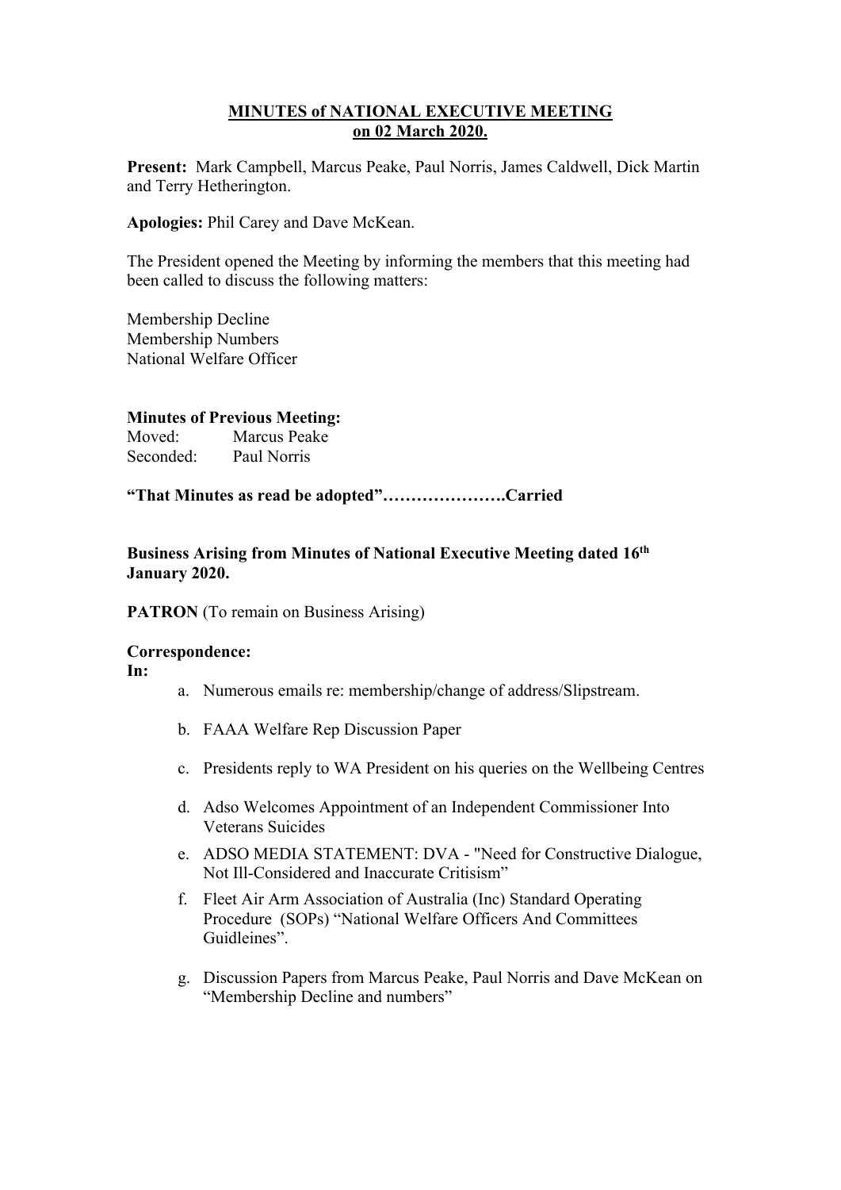# MINUTES of NATIONAL EXECUTIVE MEETING on 02 March 2020.

**Present:** Mark Campbell, Marcus Peake, Paul Norris, James Caldwell, Dick Martin and Terry Hetherington.

**Apologies:** Phil Carey and Dave McKean.

The President opened the Meeting by informing the members that this meeting had been called to discuss the following matters:

Membership Decline
Membership Numbers
National Welfare Officer

**Minutes of Previous Meeting:**
Moved: Marcus Peake
Seconded: Paul Norris

**"That Minutes as read be adopted"………………….Carried**

**Business Arising from Minutes of National Executive Meeting dated 16th January 2020.**

**PATRON** (To remain on Business Arising)

**Correspondence:**
**In:**

a. Numerous emails re: membership/change of address/Slipstream.

b. FAAA Welfare Rep Discussion Paper

c. Presidents reply to WA President on his queries on the Wellbeing Centres

d. Adso Welcomes Appointment of an Independent Commissioner Into Veterans Suicides

e. ADSO MEDIA STATEMENT: DVA - "Need for Constructive Dialogue, Not Ill-Considered and Inaccurate Critisism"

f. Fleet Air Arm Association of Australia (Inc) Standard Operating Procedure (SOPs) "National Welfare Officers And Committees Guidleines".

g. Discussion Papers from Marcus Peake, Paul Norris and Dave McKean on "Membership Decline and numbers"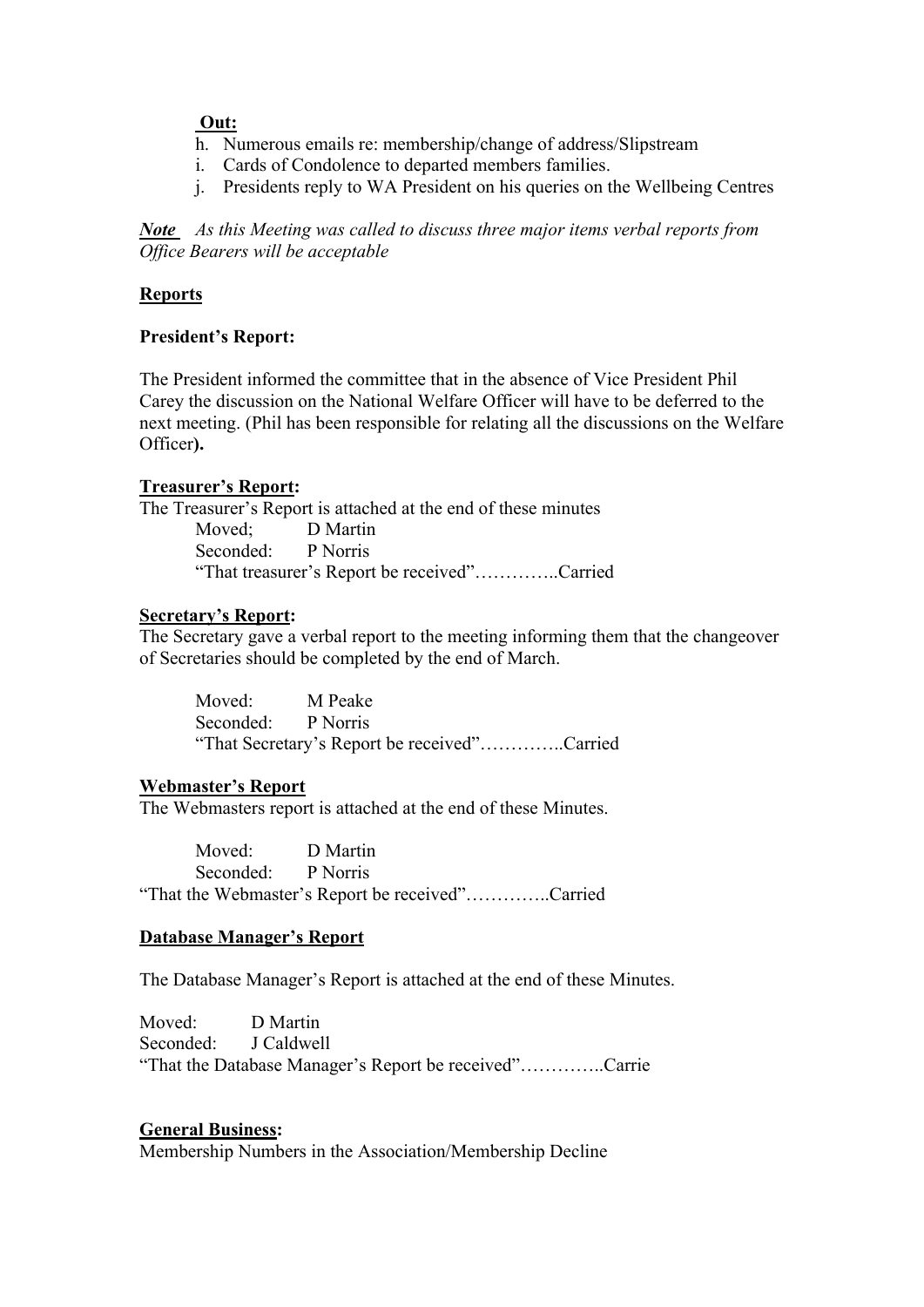**Out:**

h. Numerous emails re: membership/change of address/Slipstream
i. Cards of Condolence to departed members families.
j. Presidents reply to WA President on his queries on the Wellbeing Centres

***Note*** *As this Meeting was called to discuss three major items verbal reports from Office Bearers will be acceptable*

**Reports**

**President's Report:**

The President informed the committee that in the absence of Vice President Phil Carey the discussion on the National Welfare Officer will have to be deferred to the next meeting. (Phil has been responsible for relating all the discussions on the Welfare Officer**).**

**Treasurer's Report:**

The Treasurer's Report is attached at the end of these minutes

Moved; D Martin
Seconded: P Norris
"That treasurer's Report be received"…………..Carried

**Secretary's Report:**

The Secretary gave a verbal report to the meeting informing them that the changeover of Secretaries should be completed by the end of March.

Moved: M Peake
Seconded: P Norris
"That Secretary's Report be received"…………..Carried

**Webmaster's Report**

The Webmasters report is attached at the end of these Minutes.

Moved: D Martin
Seconded: P Norris
"That the Webmaster's Report be received"…………..Carried

**Database Manager's Report**

The Database Manager's Report is attached at the end of these Minutes.

Moved: D Martin
Seconded: J Caldwell
"That the Database Manager's Report be received"…………..Carrie

**General Business:**

Membership Numbers in the Association/Membership Decline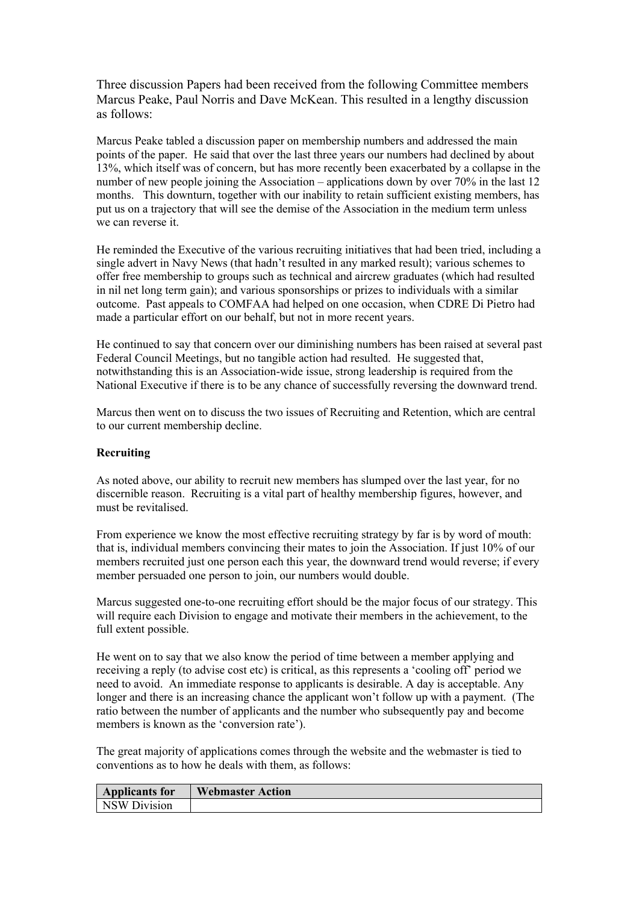Three discussion Papers had been received from the following Committee members Marcus Peake, Paul Norris and Dave McKean. This resulted in a lengthy discussion as follows:

Marcus Peake tabled a discussion paper on membership numbers and addressed the main points of the paper. He said that over the last three years our numbers had declined by about 13%, which itself was of concern, but has more recently been exacerbated by a collapse in the number of new people joining the Association – applications down by over 70% in the last 12 months. This downturn, together with our inability to retain sufficient existing members, has put us on a trajectory that will see the demise of the Association in the medium term unless we can reverse it.

He reminded the Executive of the various recruiting initiatives that had been tried, including a single advert in Navy News (that hadn't resulted in any marked result); various schemes to offer free membership to groups such as technical and aircrew graduates (which had resulted in nil net long term gain); and various sponsorships or prizes to individuals with a similar outcome. Past appeals to COMFAA had helped on one occasion, when CDRE Di Pietro had made a particular effort on our behalf, but not in more recent years.

He continued to say that concern over our diminishing numbers has been raised at several past Federal Council Meetings, but no tangible action had resulted. He suggested that, notwithstanding this is an Association-wide issue, strong leadership is required from the National Executive if there is to be any chance of successfully reversing the downward trend.

Marcus then went on to discuss the two issues of Recruiting and Retention, which are central to our current membership decline.

**Recruiting**

As noted above, our ability to recruit new members has slumped over the last year, for no discernible reason. Recruiting is a vital part of healthy membership figures, however, and must be revitalised.

From experience we know the most effective recruiting strategy by far is by word of mouth: that is, individual members convincing their mates to join the Association. If just 10% of our members recruited just one person each this year, the downward trend would reverse; if every member persuaded one person to join, our numbers would double.

Marcus suggested one-to-one recruiting effort should be the major focus of our strategy. This will require each Division to engage and motivate their members in the achievement, to the full extent possible.

He went on to say that we also know the period of time between a member applying and receiving a reply (to advise cost etc) is critical, as this represents a 'cooling off' period we need to avoid. An immediate response to applicants is desirable. A day is acceptable. Any longer and there is an increasing chance the applicant won't follow up with a payment. (The ratio between the number of applicants and the number who subsequently pay and become members is known as the 'conversion rate').

The great majority of applications comes through the website and the webmaster is tied to conventions as to how he deals with them, as follows:

| Applicants for | Webmaster Action |
|---|---|
| NSW Division | |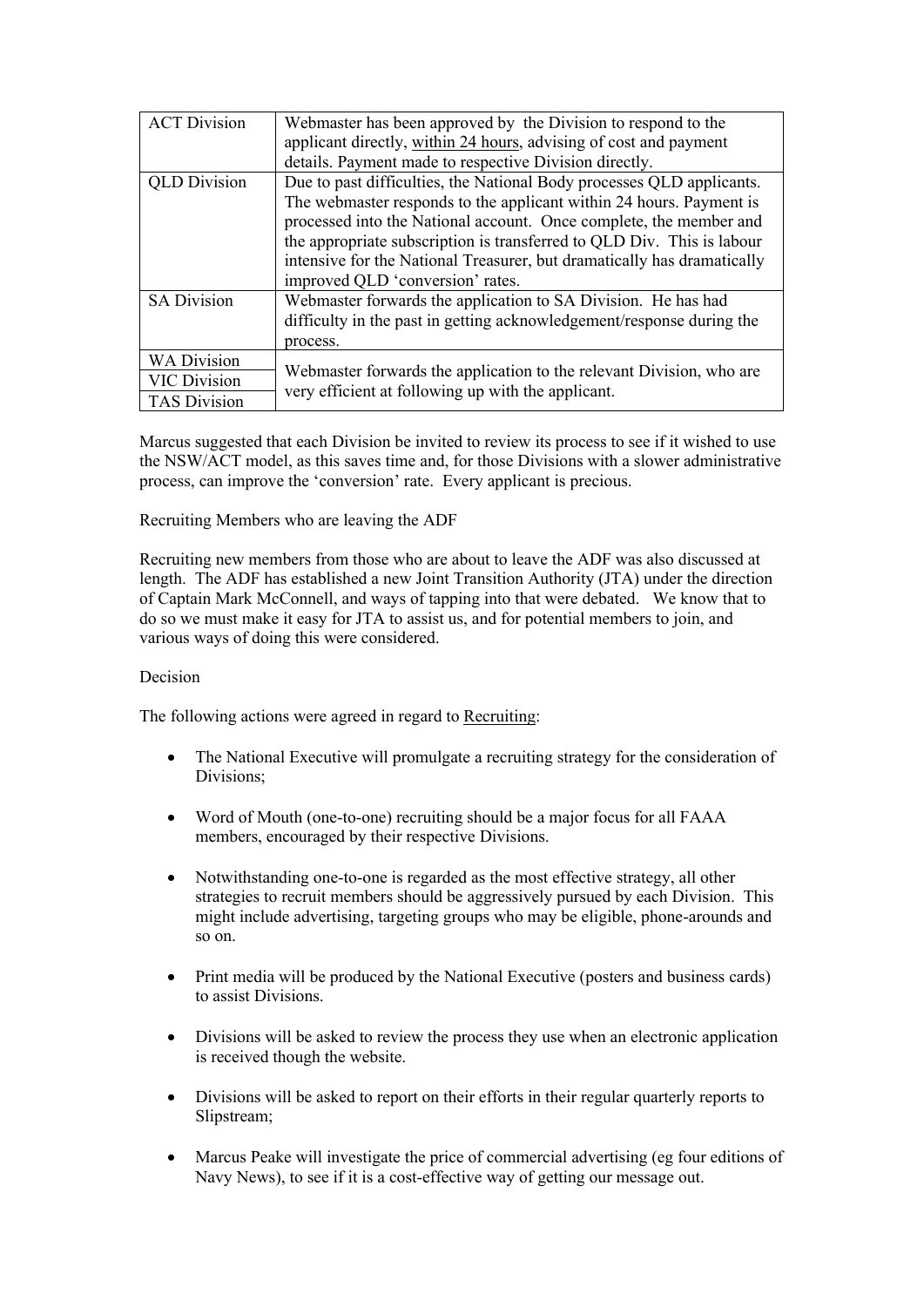| | |
|---|---|
| ACT Division | Webmaster has been approved by the Division to respond to the applicant directly, <u>within 24 hours</u>, advising of cost and payment details. Payment made to respective Division directly. |
| QLD Division | Due to past difficulties, the National Body processes QLD applicants. The webmaster responds to the applicant within 24 hours. Payment is processed into the National account. Once complete, the member and the appropriate subscription is transferred to QLD Div. This is labour intensive for the National Treasurer, but dramatically has dramatically improved QLD 'conversion' rates. |
| SA Division | Webmaster forwards the application to SA Division. He has had difficulty in the past in getting acknowledgement/response during the process. |
| WA Division | Webmaster forwards the application to the relevant Division, who are very efficient at following up with the applicant. |
| VIC Division | |
| TAS Division | |

Marcus suggested that each Division be invited to review its process to see if it wished to use the NSW/ACT model, as this saves time and, for those Divisions with a slower administrative process, can improve the 'conversion' rate. Every applicant is precious.

Recruiting Members who are leaving the ADF

Recruiting new members from those who are about to leave the ADF was also discussed at length. The ADF has established a new Joint Transition Authority (JTA) under the direction of Captain Mark McConnell, and ways of tapping into that were debated. We know that to do so we must make it easy for JTA to assist us, and for potential members to join, and various ways of doing this were considered.

Decision

The following actions were agreed in regard to <u>Recruiting</u>:

- The National Executive will promulgate a recruiting strategy for the consideration of Divisions;
- Word of Mouth (one-to-one) recruiting should be a major focus for all FAAA members, encouraged by their respective Divisions.
- Notwithstanding one-to-one is regarded as the most effective strategy, all other strategies to recruit members should be aggressively pursued by each Division. This might include advertising, targeting groups who may be eligible, phone-arounds and so on.
- Print media will be produced by the National Executive (posters and business cards) to assist Divisions.
- Divisions will be asked to review the process they use when an electronic application is received though the website.
- Divisions will be asked to report on their efforts in their regular quarterly reports to Slipstream;
- Marcus Peake will investigate the price of commercial advertising (eg four editions of Navy News), to see if it is a cost-effective way of getting our message out.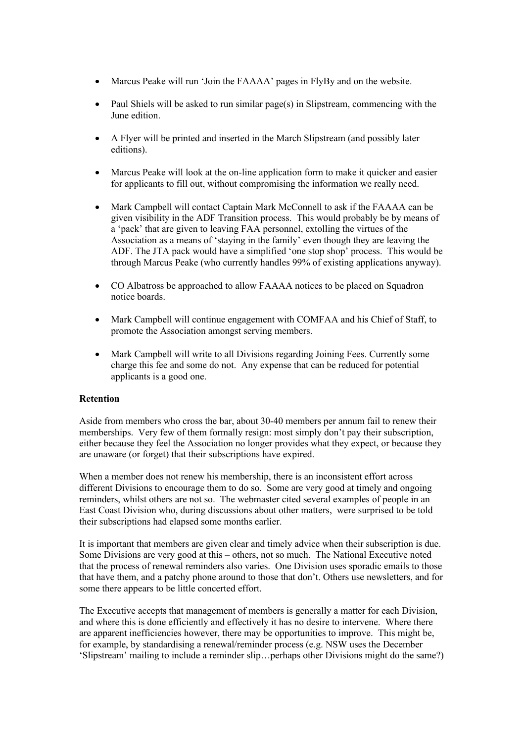- Marcus Peake will run 'Join the FAAAA' pages in FlyBy and on the website.

- Paul Shiels will be asked to run similar page(s) in Slipstream, commencing with the June edition.

- A Flyer will be printed and inserted in the March Slipstream (and possibly later editions).

- Marcus Peake will look at the on-line application form to make it quicker and easier for applicants to fill out, without compromising the information we really need.

- Mark Campbell will contact Captain Mark McConnell to ask if the FAAAA can be given visibility in the ADF Transition process. This would probably be by means of a 'pack' that are given to leaving FAA personnel, extolling the virtues of the Association as a means of 'staying in the family' even though they are leaving the ADF. The JTA pack would have a simplified 'one stop shop' process. This would be through Marcus Peake (who currently handles 99% of existing applications anyway).

- CO Albatross be approached to allow FAAAA notices to be placed on Squadron notice boards.

- Mark Campbell will continue engagement with COMFAA and his Chief of Staff, to promote the Association amongst serving members.

- Mark Campbell will write to all Divisions regarding Joining Fees. Currently some charge this fee and some do not. Any expense that can be reduced for potential applicants is a good one.

**Retention**

Aside from members who cross the bar, about 30-40 members per annum fail to renew their memberships. Very few of them formally resign: most simply don't pay their subscription, either because they feel the Association no longer provides what they expect, or because they are unaware (or forget) that their subscriptions have expired.

When a member does not renew his membership, there is an inconsistent effort across different Divisions to encourage them to do so. Some are very good at timely and ongoing reminders, whilst others are not so. The webmaster cited several examples of people in an East Coast Division who, during discussions about other matters, were surprised to be told their subscriptions had elapsed some months earlier.

It is important that members are given clear and timely advice when their subscription is due. Some Divisions are very good at this – others, not so much. The National Executive noted that the process of renewal reminders also varies. One Division uses sporadic emails to those that have them, and a patchy phone around to those that don't. Others use newsletters, and for some there appears to be little concerted effort.

The Executive accepts that management of members is generally a matter for each Division, and where this is done efficiently and effectively it has no desire to intervene. Where there are apparent inefficiencies however, there may be opportunities to improve. This might be, for example, by standardising a renewal/reminder process (e.g. NSW uses the December 'Slipstream' mailing to include a reminder slip…perhaps other Divisions might do the same?)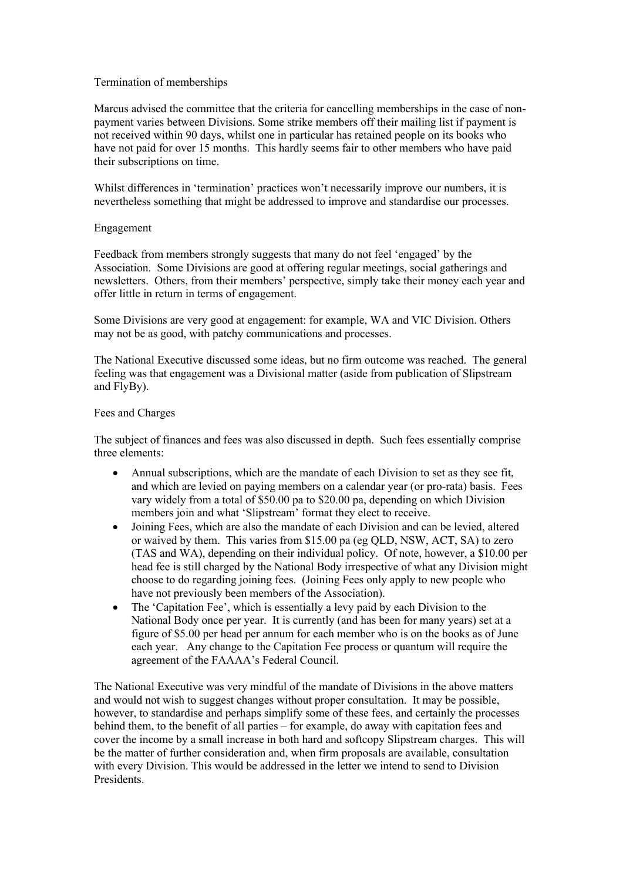Termination of memberships

Marcus advised the committee that the criteria for cancelling memberships in the case of non-payment varies between Divisions. Some strike members off their mailing list if payment is not received within 90 days, whilst one in particular has retained people on its books who have not paid for over 15 months. This hardly seems fair to other members who have paid their subscriptions on time.

Whilst differences in 'termination' practices won't necessarily improve our numbers, it is nevertheless something that might be addressed to improve and standardise our processes.

Engagement

Feedback from members strongly suggests that many do not feel 'engaged' by the Association. Some Divisions are good at offering regular meetings, social gatherings and newsletters. Others, from their members' perspective, simply take their money each year and offer little in return in terms of engagement.

Some Divisions are very good at engagement: for example, WA and VIC Division. Others may not be as good, with patchy communications and processes.

The National Executive discussed some ideas, but no firm outcome was reached. The general feeling was that engagement was a Divisional matter (aside from publication of Slipstream and FlyBy).

Fees and Charges

The subject of finances and fees was also discussed in depth. Such fees essentially comprise three elements:

- Annual subscriptions, which are the mandate of each Division to set as they see fit, and which are levied on paying members on a calendar year (or pro-rata) basis. Fees vary widely from a total of $50.00 pa to $20.00 pa, depending on which Division members join and what 'Slipstream' format they elect to receive.
- Joining Fees, which are also the mandate of each Division and can be levied, altered or waived by them. This varies from $15.00 pa (eg QLD, NSW, ACT, SA) to zero (TAS and WA), depending on their individual policy. Of note, however, a $10.00 per head fee is still charged by the National Body irrespective of what any Division might choose to do regarding joining fees. (Joining Fees only apply to new people who have not previously been members of the Association).
- The 'Capitation Fee', which is essentially a levy paid by each Division to the National Body once per year. It is currently (and has been for many years) set at a figure of $5.00 per head per annum for each member who is on the books as of June each year. Any change to the Capitation Fee process or quantum will require the agreement of the FAAAA's Federal Council.

The National Executive was very mindful of the mandate of Divisions in the above matters and would not wish to suggest changes without proper consultation. It may be possible, however, to standardise and perhaps simplify some of these fees, and certainly the processes behind them, to the benefit of all parties – for example, do away with capitation fees and cover the income by a small increase in both hard and softcopy Slipstream charges. This will be the matter of further consideration and, when firm proposals are available, consultation with every Division. This would be addressed in the letter we intend to send to Division Presidents.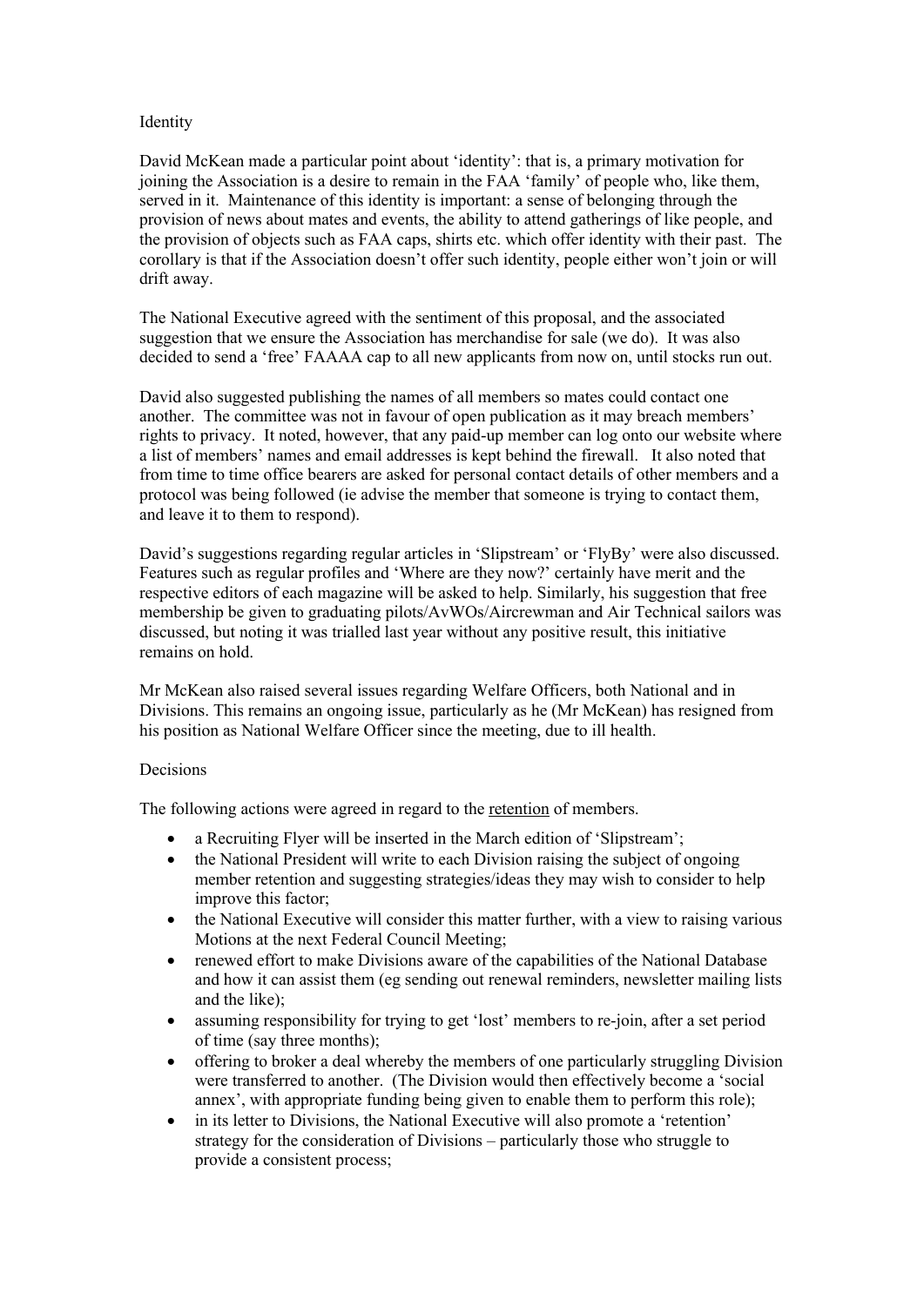## Identity

David McKean made a particular point about 'identity': that is, a primary motivation for joining the Association is a desire to remain in the FAA 'family' of people who, like them, served in it. Maintenance of this identity is important: a sense of belonging through the provision of news about mates and events, the ability to attend gatherings of like people, and the provision of objects such as FAA caps, shirts etc. which offer identity with their past. The corollary is that if the Association doesn't offer such identity, people either won't join or will drift away.

The National Executive agreed with the sentiment of this proposal, and the associated suggestion that we ensure the Association has merchandise for sale (we do). It was also decided to send a 'free' FAAAA cap to all new applicants from now on, until stocks run out.

David also suggested publishing the names of all members so mates could contact one another. The committee was not in favour of open publication as it may breach members' rights to privacy. It noted, however, that any paid-up member can log onto our website where a list of members' names and email addresses is kept behind the firewall. It also noted that from time to time office bearers are asked for personal contact details of other members and a protocol was being followed (ie advise the member that someone is trying to contact them, and leave it to them to respond).

David's suggestions regarding regular articles in 'Slipstream' or 'FlyBy' were also discussed. Features such as regular profiles and 'Where are they now?' certainly have merit and the respective editors of each magazine will be asked to help. Similarly, his suggestion that free membership be given to graduating pilots/AvWOs/Aircrewman and Air Technical sailors was discussed, but noting it was trialled last year without any positive result, this initiative remains on hold.

Mr McKean also raised several issues regarding Welfare Officers, both National and in Divisions. This remains an ongoing issue, particularly as he (Mr McKean) has resigned from his position as National Welfare Officer since the meeting, due to ill health.

## Decisions

The following actions were agreed in regard to the retention of members.

- a Recruiting Flyer will be inserted in the March edition of 'Slipstream';
- the National President will write to each Division raising the subject of ongoing member retention and suggesting strategies/ideas they may wish to consider to help improve this factor;
- the National Executive will consider this matter further, with a view to raising various Motions at the next Federal Council Meeting;
- renewed effort to make Divisions aware of the capabilities of the National Database and how it can assist them (eg sending out renewal reminders, newsletter mailing lists and the like);
- assuming responsibility for trying to get 'lost' members to re-join, after a set period of time (say three months);
- offering to broker a deal whereby the members of one particularly struggling Division were transferred to another. (The Division would then effectively become a 'social annex', with appropriate funding being given to enable them to perform this role);
- in its letter to Divisions, the National Executive will also promote a 'retention' strategy for the consideration of Divisions – particularly those who struggle to provide a consistent process;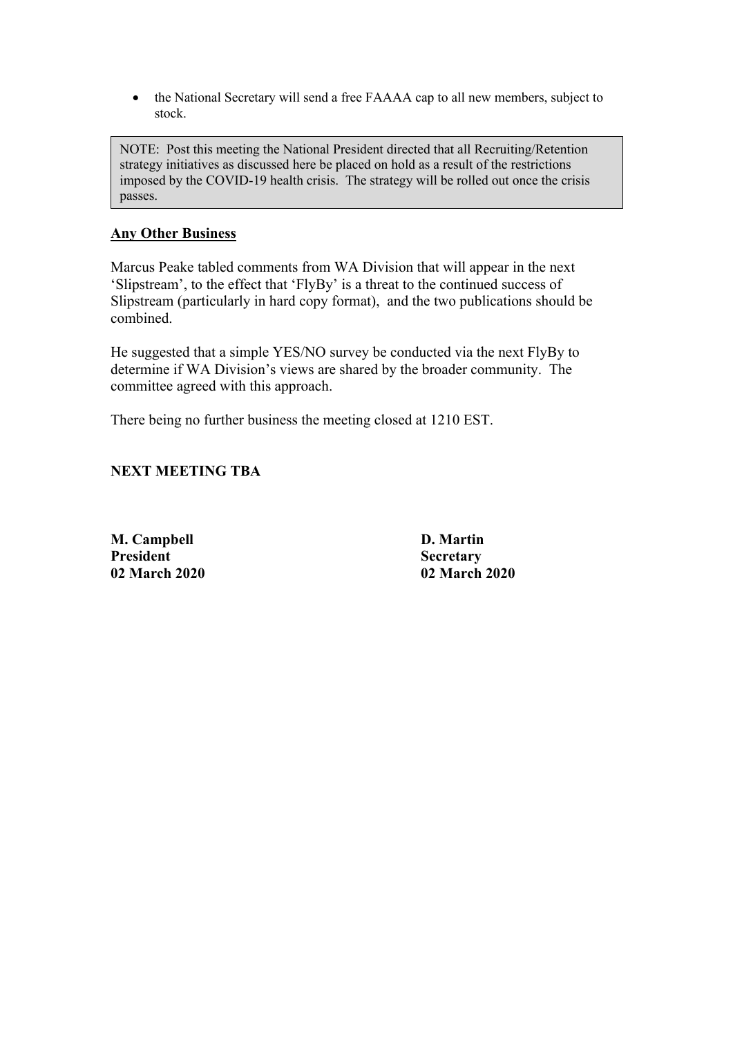- the National Secretary will send a free FAAAA cap to all new members, subject to stock.

> NOTE: Post this meeting the National President directed that all Recruiting/Retention strategy initiatives as discussed here be placed on hold as a result of the restrictions imposed by the COVID-19 health crisis. The strategy will be rolled out once the crisis passes.

**Any Other Business**

Marcus Peake tabled comments from WA Division that will appear in the next 'Slipstream', to the effect that 'FlyBy' is a threat to the continued success of Slipstream (particularly in hard copy format), and the two publications should be combined.

He suggested that a simple YES/NO survey be conducted via the next FlyBy to determine if WA Division's views are shared by the broader community. The committee agreed with this approach.

There being no further business the meeting closed at 1210 EST.

**NEXT MEETING TBA**

**M. Campbell**
**President**
**02 March 2020**

**D. Martin**
**Secretary**
**02 March 2020**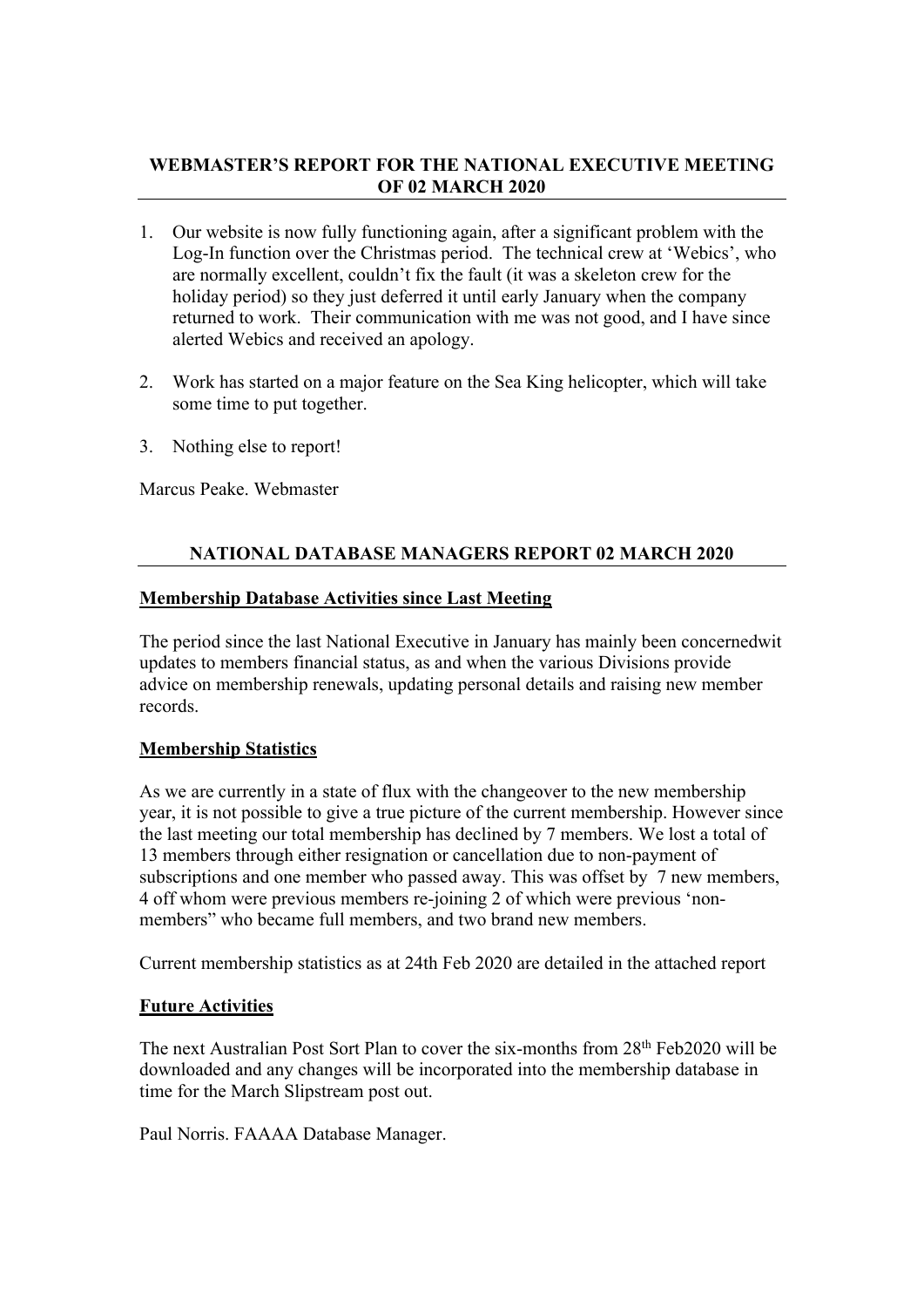## WEBMASTER'S REPORT FOR THE NATIONAL EXECUTIVE MEETING OF 02 MARCH 2020

1. Our website is now fully functioning again, after a significant problem with the Log-In function over the Christmas period. The technical crew at 'Webics', who are normally excellent, couldn't fix the fault (it was a skeleton crew for the holiday period) so they just deferred it until early January when the company returned to work. Their communication with me was not good, and I have since alerted Webics and received an apology.

2. Work has started on a major feature on the Sea King helicopter, which will take some time to put together.

3. Nothing else to report!

Marcus Peake. Webmaster

## NATIONAL DATABASE MANAGERS REPORT 02 MARCH 2020

**Membership Database Activities since Last Meeting**

The period since the last National Executive in January has mainly been concernedwit updates to members financial status, as and when the various Divisions provide advice on membership renewals, updating personal details and raising new member records.

**Membership Statistics**

As we are currently in a state of flux with the changeover to the new membership year, it is not possible to give a true picture of the current membership. However since the last meeting our total membership has declined by 7 members. We lost a total of 13 members through either resignation or cancellation due to non-payment of subscriptions and one member who passed away. This was offset by 7 new members, 4 off whom were previous members re-joining 2 of which were previous 'non-members" who became full members, and two brand new members.

Current membership statistics as at 24th Feb 2020 are detailed in the attached report

**Future Activities**

The next Australian Post Sort Plan to cover the six-months from 28th Feb2020 will be downloaded and any changes will be incorporated into the membership database in time for the March Slipstream post out.

Paul Norris. FAAAA Database Manager.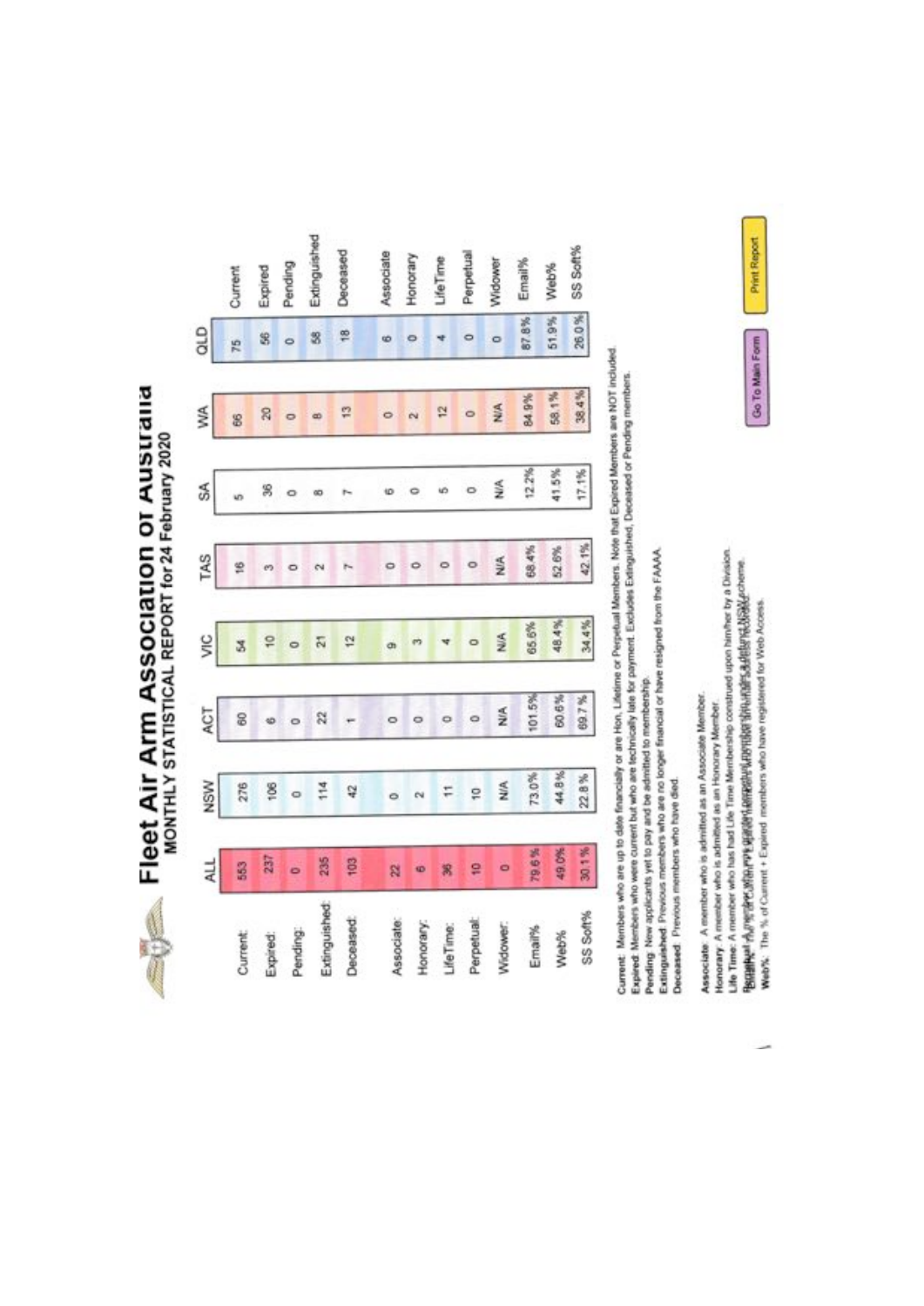# Fleet Air Arm Association of Australia

## MONTHLY STATISTICAL REPORT for 24 February 2020

| | ALL | NSW | ACT | VIC | TAS | SA | WA | QLD | |
|---|---|---|---|---|---|---|---|---|---|
| Current: | 553 | 276 | 60 | 54 | 16 | 5 | 66 | 75 | Current |
| Expired: | 237 | 106 | 6 | 10 | 3 | 36 | 20 | 56 | Expired |
| Pending: | 0 | 0 | 0 | 0 | 0 | 0 | 0 | 0 | Pending |
| Extinguished: | 235 | 114 | 22 | 21 | 2 | 8 | 8 | 58 | Extinguished |
| Deceased: | 103 | 42 | 1 | 12 | 7 | 7 | 13 | 18 | Deceased |
| Associate: | 22 | 0 | 0 | 9 | 0 | 6 | 0 | 6 | Associate |
| Honorary: | 6 | 2 | 0 | 3 | 0 | 0 | 2 | 0 | Honorary |
| LifeTime: | 36 | 11 | 0 | 4 | 0 | 5 | 12 | 4 | LifeTime |
| Perpetual: | 10 | 10 | 0 | 0 | 0 | 0 | 0 | 0 | Perpetual |
| Widower: | 0 | N/A | N/A | N/A | N/A | N/A | N/A | 0 | Widower |
| Email% | 79.6% | 73.0% | 101.5% | 65.6% | 68.4% | 12.2% | 84.9% | 87.8% | Email% |
| Web% | 49.0% | 44.8% | 60.6% | 48.4% | 52.6% | 41.5% | 58.1% | 51.9% | Web% |
| SS Soft% | 30.1% | 22.8% | 69.7% | 34.4% | 42.1% | 17.1% | 38.4% | 26.0% | SS Soft% |

**Current:** Members who are up to date financially or are Hon, Lifetime or Perpetual Members. Note that Expired Members are NOT included.
**Expired:** Members who were current but who are technically late for payment. Excludes Extinguished, Deceased or Pending members.
**Pending:** New applicants yet to pay and be admitted to membership.
**Extinguished:** Previous members who are no longer financial or have resigned from the FAAAA.
**Deceased:** Previous members who have died.

**Associate:** A member who is admitted as an Associate Member.
**Honorary:** A member who is admitted as an Honorary Member.
**Life Time:** A member who has had Life Time Membership construed upon him/her by a Division.
**Perpetual:** A member who purchased membership under a defunct NSW scheme.
**Web%:** The % of Current + Expired members who have registered for Web Access.

Go To Main Form

Print Report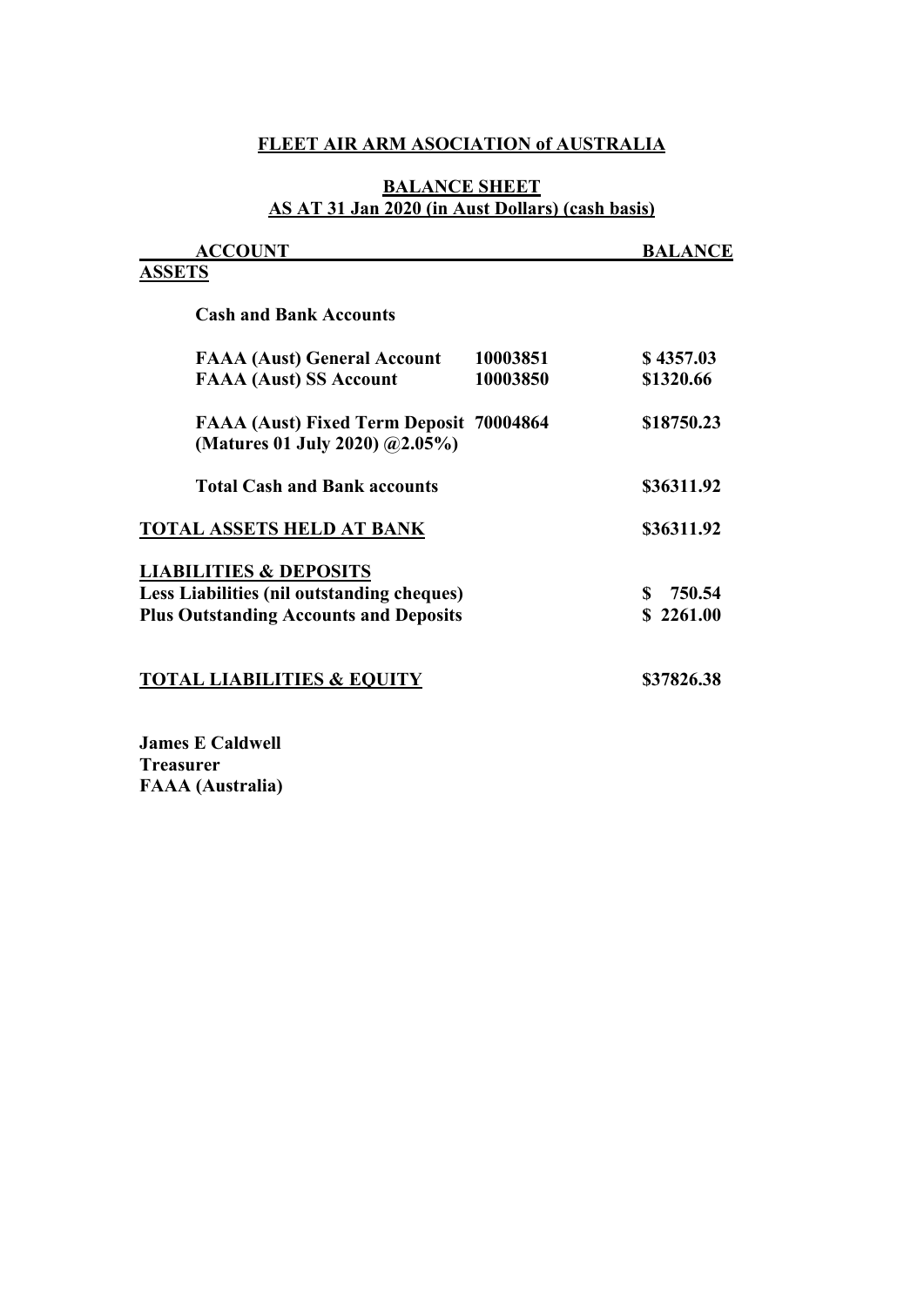**FLEET AIR ARM ASOCIATION of AUSTRALIA**

**BALANCE SHEET**
**AS AT 31 Jan 2020 (in Aust Dollars) (cash basis)**

| ACCOUNT | | BALANCE |
|---|---|---|
| **ASSETS** | | |
| **Cash and Bank Accounts** | | |
| **FAAA (Aust) General Account** | **10003851** | **$ 4357.03** |
| **FAAA (Aust) SS Account** | **10003850** | **$1320.66** |
| **FAAA (Aust) Fixed Term Deposit (Matures 01 July 2020) @2.05%)** | **70004864** | **$18750.23** |
| **Total Cash and Bank accounts** | | **$36311.92** |
| **TOTAL ASSETS HELD AT BANK** | | **$36311.92** |
| **LIABILITIES & DEPOSITS** | | |
| **Less Liabilities (nil outstanding cheques)** | | **$ 750.54** |
| **Plus Outstanding Accounts and Deposits** | | **$ 2261.00** |
| **TOTAL LIABILITIES & EQUITY** | | **$37826.38** |

**James E Caldwell**
**Treasurer**
**FAAA (Australia)**